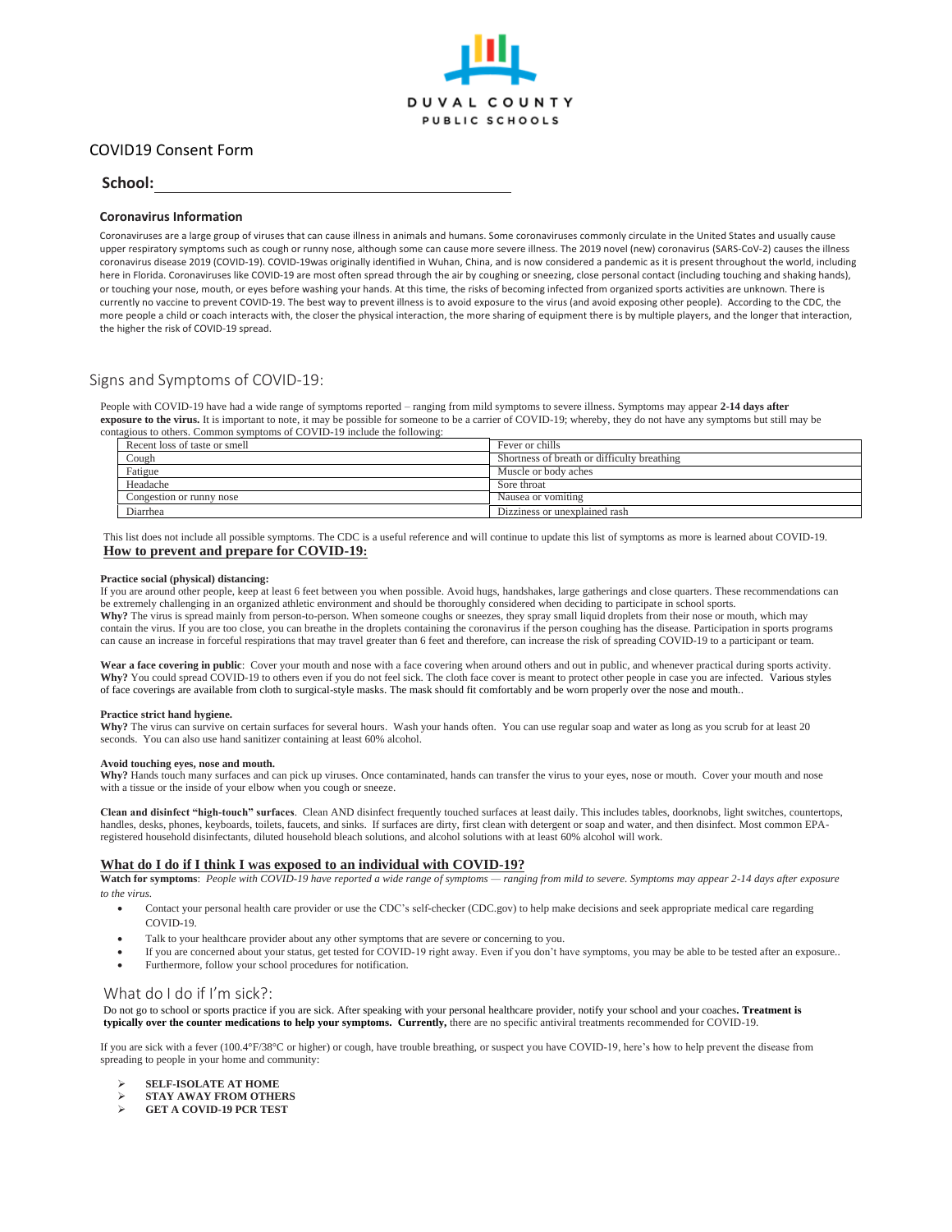DUVAL COUNTY
PUBLIC SCHOOLS

# COVID19 Consent Form

**School:** ______________________________________

### Coronavirus Information

Coronaviruses are a large group of viruses that can cause illness in animals and humans. Some coronaviruses commonly circulate in the United States and usually cause upper respiratory symptoms such as cough or runny nose, although some can cause more severe illness. The 2019 novel (new) coronavirus (SARS-CoV-2) causes the illness coronavirus disease 2019 (COVID-19). COVID-19was originally identified in Wuhan, China, and is now considered a pandemic as it is present throughout the world, including here in Florida. Coronaviruses like COVID-19 are most often spread through the air by coughing or sneezing, close personal contact (including touching and shaking hands), or touching your nose, mouth, or eyes before washing your hands. At this time, the risks of becoming infected from organized sports activities are unknown. There is currently no vaccine to prevent COVID-19. The best way to prevent illness is to avoid exposure to the virus (and avoid exposing other people). According to the CDC, the more people a child or coach interacts with, the closer the physical interaction, the more sharing of equipment there is by multiple players, and the longer that interaction, the higher the risk of COVID-19 spread.

## Signs and Symptoms of COVID-19:

People with COVID-19 have had a wide range of symptoms reported – ranging from mild symptoms to severe illness. Symptoms may appear **2-14 days after exposure to the virus.** It is important to note, it may be possible for someone to be a carrier of COVID-19; whereby, they do not have any symptoms but still may be contagious to others. Common symptoms of COVID-19 include the following:

| | |
|---|---|
| Recent loss of taste or smell | Fever or chills |
| Cough | Shortness of breath or difficulty breathing |
| Fatigue | Muscle or body aches |
| Headache | Sore throat |
| Congestion or runny nose | Nausea or vomiting |
| Diarrhea | Dizziness or unexplained rash |

This list does not include all possible symptoms. The CDC is a useful reference and will continue to update this list of symptoms as more is learned about COVID-19.

## How to prevent and prepare for COVID-19:

**Practice social (physical) distancing:**
If you are around other people, keep at least 6 feet between you when possible. Avoid hugs, handshakes, large gatherings and close quarters. These recommendations can be extremely challenging in an organized athletic environment and should be thoroughly considered when deciding to participate in school sports.
**Why?** The virus is spread mainly from person-to-person. When someone coughs or sneezes, they spray small liquid droplets from their nose or mouth, which may contain the virus. If you are too close, you can breathe in the droplets containing the coronavirus if the person coughing has the disease. Participation in sports programs can cause an increase in forceful respirations that may travel greater than 6 feet and therefore, can increase the risk of spreading COVID-19 to a participant or team.

**Wear a face covering in public**: Cover your mouth and nose with a face covering when around others and out in public, and whenever practical during sports activity.
**Why?** You could spread COVID-19 to others even if you do not feel sick. The cloth face cover is meant to protect other people in case you are infected. Various styles of face coverings are available from cloth to surgical-style masks. The mask should fit comfortably and be worn properly over the nose and mouth..

**Practice strict hand hygiene.**
**Why?** The virus can survive on certain surfaces for several hours. Wash your hands often. You can use regular soap and water as long as you scrub for at least 20 seconds. You can also use hand sanitizer containing at least 60% alcohol.

**Avoid touching eyes, nose and mouth.**
**Why?** Hands touch many surfaces and can pick up viruses. Once contaminated, hands can transfer the virus to your eyes, nose or mouth. Cover your mouth and nose with a tissue or the inside of your elbow when you cough or sneeze.

**Clean and disinfect "high-touch" surfaces**. Clean AND disinfect frequently touched surfaces at least daily. This includes tables, doorknobs, light switches, countertops, handles, desks, phones, keyboards, toilets, faucets, and sinks. If surfaces are dirty, first clean with detergent or soap and water, and then disinfect. Most common EPA-registered household disinfectants, diluted household bleach solutions, and alcohol solutions with at least 60% alcohol will work.

## What do I do if I think I was exposed to an individual with COVID-19?

**Watch for symptoms**: *People with COVID-19 have reported a wide range of symptoms — ranging from mild to severe. Symptoms may appear 2-14 days after exposure to the virus.*

- Contact your personal health care provider or use the CDC's self-checker (CDC.gov) to help make decisions and seek appropriate medical care regarding COVID-19.
- Talk to your healthcare provider about any other symptoms that are severe or concerning to you.
- If you are concerned about your status, get tested for COVID-19 right away. Even if you don't have symptoms, you may be able to be tested after an exposure..
- Furthermore, follow your school procedures for notification.

## What do I do if I'm sick?:

Do not go to school or sports practice if you are sick. After speaking with your personal healthcare provider, notify your school and your coaches**. Treatment is typically over the counter medications to help your symptoms. Currently,** there are no specific antiviral treatments recommended for COVID-19.

If you are sick with a fever (100.4°F/38°C or higher) or cough, have trouble breathing, or suspect you have COVID-19, here's how to help prevent the disease from spreading to people in your home and community:

- **SELF-ISOLATE AT HOME**
- **STAY AWAY FROM OTHERS**
- **GET A COVID-19 PCR TEST**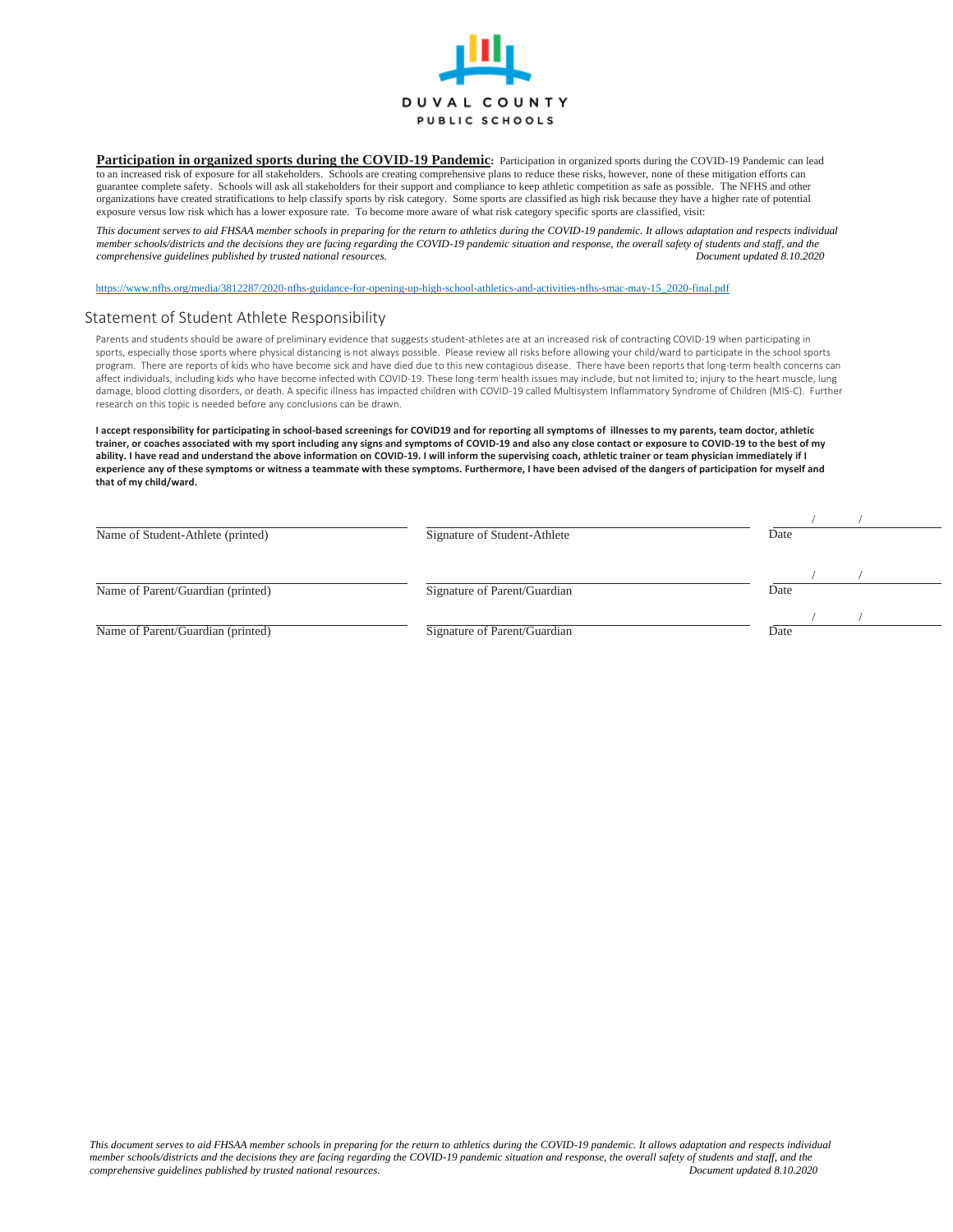DUVAL COUNTY PUBLIC SCHOOLS

**Participation in organized sports during the COVID-19 Pandemic**: Participation in organized sports during the COVID-19 Pandemic can lead to an increased risk of exposure for all stakeholders. Schools are creating comprehensive plans to reduce these risks, however, none of these mitigation efforts can guarantee complete safety. Schools will ask all stakeholders for their support and compliance to keep athletic competition as safe as possible. The NFHS and other organizations have created stratifications to help classify sports by risk category. Some sports are classified as high risk because they have a higher rate of potential exposure versus low risk which has a lower exposure rate. To become more aware of what risk category specific sports are classified, visit:

*This document serves to aid FHSAA member schools in preparing for the return to athletics during the COVID-19 pandemic. It allows adaptation and respects individual member schools/districts and the decisions they are facing regarding the COVID-19 pandemic situation and response, the overall safety of students and staff, and the comprehensive guidelines published by trusted national resources.* *Document updated 8.10.2020*

https://www.nfhs.org/media/3812287/2020-nfhs-guidance-for-opening-up-high-school-athletics-and-activities-nfhs-smac-may-15_2020-final.pdf

## Statement of Student Athlete Responsibility

Parents and students should be aware of preliminary evidence that suggests student-athletes are at an increased risk of contracting COVID-19 when participating in sports, especially those sports where physical distancing is not always possible. Please review all risks before allowing your child/ward to participate in the school sports program. There are reports of kids who have become sick and have died due to this new contagious disease. There have been reports that long-term health concerns can affect individuals, including kids who have become infected with COVID-19. These long-term health issues may include, but not limited to; injury to the heart muscle, lung damage, blood clotting disorders, or death. A specific illness has impacted children with COVID-19 called Multisystem Inflammatory Syndrome of Children (MIS-C). Further research on this topic is needed before any conclusions can be drawn.

**I accept responsibility for participating in school-based screenings for COVID19 and for reporting all symptoms of illnesses to my parents, team doctor, athletic trainer, or coaches associated with my sport including any signs and symptoms of COVID-19 and also any close contact or exposure to COVID-19 to the best of my ability. I have read and understand the above information on COVID-19. I will inform the supervising coach, athletic trainer or team physician immediately if I experience any of these symptoms or witness a teammate with these symptoms. Furthermore, I have been advised of the dangers of participation for myself and that of my child/ward.**

| | | |
|---|---|---|
| Name of Student-Athlete (printed) | Signature of Student-Athlete | Date / / |
| Name of Parent/Guardian (printed) | Signature of Parent/Guardian | Date / / |
| Name of Parent/Guardian (printed) | Signature of Parent/Guardian | Date / / |

*This document serves to aid FHSAA member schools in preparing for the return to athletics during the COVID-19 pandemic. It allows adaptation and respects individual member schools/districts and the decisions they are facing regarding the COVID-19 pandemic situation and response, the overall safety of students and staff, and the comprehensive guidelines published by trusted national resources.* *Document updated 8.10.2020*